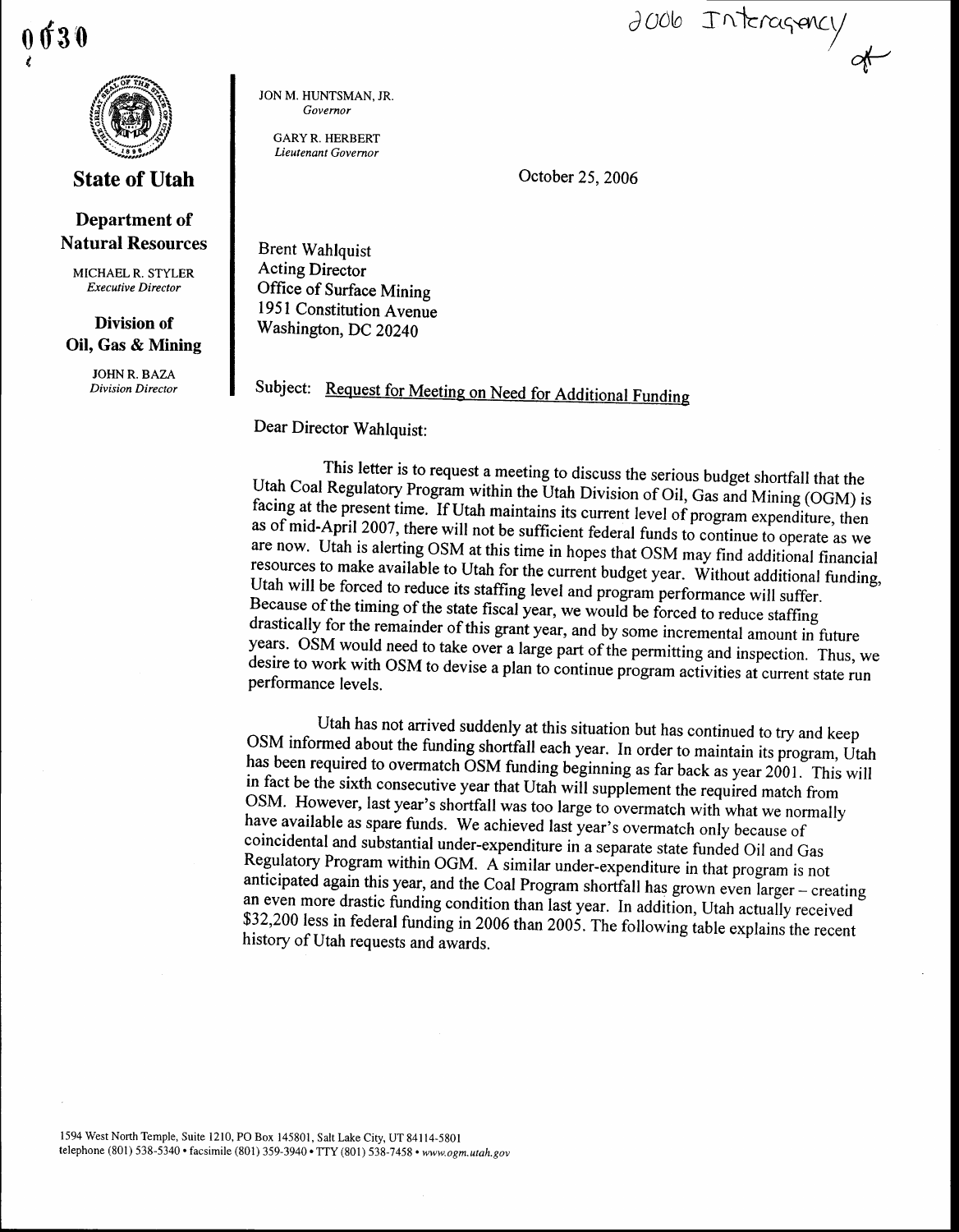0030

2006 Interagency

**State of Utah**

**Department of Natural Resources**

MICHAEL R. STYLER
*Executive Director*

**Division of Oil, Gas & Mining**

JOHN R. BAZA
*Division Director*

JON M. HUNTSMAN, JR.
*Governor*

GARY R. HERBERT
*Lieutenant Governor*

October 25, 2006

Brent Wahlquist
Acting Director
Office of Surface Mining
1951 Constitution Avenue
Washington, DC 20240

Subject: Request for Meeting on Need for Additional Funding

Dear Director Wahlquist:

This letter is to request a meeting to discuss the serious budget shortfall that the Utah Coal Regulatory Program within the Utah Division of Oil, Gas and Mining (OGM) is facing at the present time. If Utah maintains its current level of program expenditure, then as of mid-April 2007, there will not be sufficient federal funds to continue to operate as we are now. Utah is alerting OSM at this time in hopes that OSM may find additional financial resources to make available to Utah for the current budget year. Without additional funding, Utah will be forced to reduce its staffing level and program performance will suffer. Because of the timing of the state fiscal year, we would be forced to reduce staffing drastically for the remainder of this grant year, and by some incremental amount in future years. OSM would need to take over a large part of the permitting and inspection. Thus, we desire to work with OSM to devise a plan to continue program activities at current state run performance levels.

Utah has not arrived suddenly at this situation but has continued to try and keep OSM informed about the funding shortfall each year. In order to maintain its program, Utah has been required to overmatch OSM funding beginning as far back as year 2001. This will in fact be the sixth consecutive year that Utah will supplement the required match from OSM. However, last year's shortfall was too large to overmatch with what we normally have available as spare funds. We achieved last year's overmatch only because of coincidental and substantial under-expenditure in a separate state funded Oil and Gas Regulatory Program within OGM. A similar under-expenditure in that program is not anticipated again this year, and the Coal Program shortfall has grown even larger – creating an even more drastic funding condition than last year. In addition, Utah actually received $32,200 less in federal funding in 2006 than 2005. The following table explains the recent history of Utah requests and awards.

1594 West North Temple, Suite 1210, PO Box 145801, Salt Lake City, UT 84114-5801
telephone (801) 538-5340 • facsimile (801) 359-3940 • TTY (801) 538-7458 • *www.ogm.utah.gov*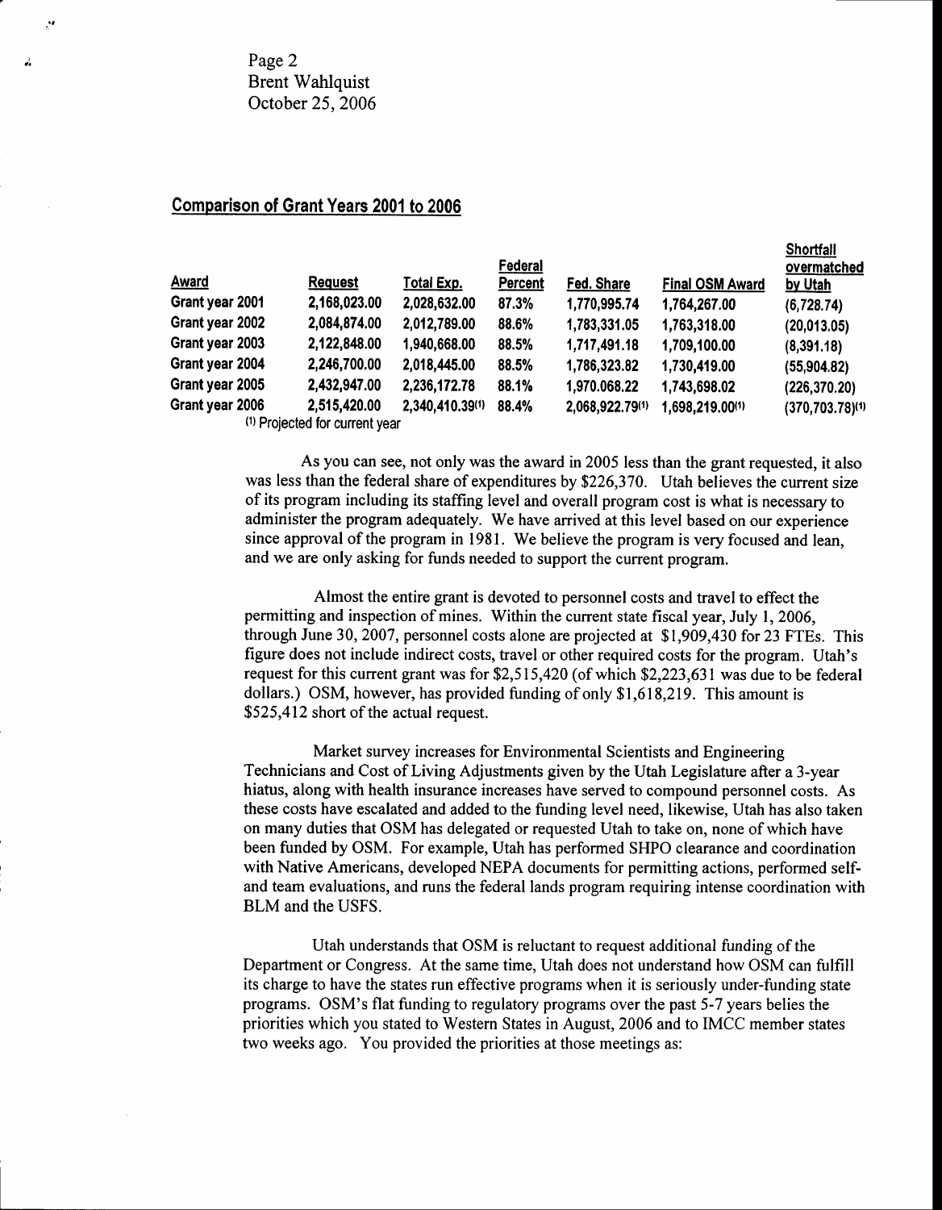Page 2
Brent Wahlquist
October 25, 2006

## Comparison of Grant Years 2001 to 2006

| Award | Request | Total Exp. | Federal Percent | Fed. Share | Final OSM Award | Shortfall overmatched by Utah |
|---|---|---|---|---|---|---|
| Grant year 2001 | 2,168,023.00 | 2,028,632.00 | 87.3% | 1,770,995.74 | 1,764,267.00 | (6,728.74) |
| Grant year 2002 | 2,084,874.00 | 2,012,789.00 | 88.6% | 1,783,331.05 | 1,763,318.00 | (20,013.05) |
| Grant year 2003 | 2,122,848.00 | 1,940,668.00 | 88.5% | 1,717,491.18 | 1,709,100.00 | (8,391.18) |
| Grant year 2004 | 2,246,700.00 | 2,018,445.00 | 88.5% | 1,786,323.82 | 1,730,419.00 | (55,904.82) |
| Grant year 2005 | 2,432,947.00 | 2,236,172.78 | 88.1% | 1,970.068.22 | 1,743,698.02 | (226,370.20) |
| Grant year 2006 | 2,515,420.00 | 2,340,410.39(1) | 88.4% | 2,068,922.79(1) | 1,698,219.00(1) | (370,703.78)(1) |

(1) Projected for current year

As you can see, not only was the award in 2005 less than the grant requested, it also was less than the federal share of expenditures by $226,370. Utah believes the current size of its program including its staffing level and overall program cost is what is necessary to administer the program adequately. We have arrived at this level based on our experience since approval of the program in 1981. We believe the program is very focused and lean, and we are only asking for funds needed to support the current program.

Almost the entire grant is devoted to personnel costs and travel to effect the permitting and inspection of mines. Within the current state fiscal year, July 1, 2006, through June 30, 2007, personnel costs alone are projected at $1,909,430 for 23 FTEs. This figure does not include indirect costs, travel or other required costs for the program. Utah's request for this current grant was for $2,515,420 (of which $2,223,631 was due to be federal dollars.) OSM, however, has provided funding of only $1,618,219. This amount is $525,412 short of the actual request.

Market survey increases for Environmental Scientists and Engineering Technicians and Cost of Living Adjustments given by the Utah Legislature after a 3-year hiatus, along with health insurance increases have served to compound personnel costs. As these costs have escalated and added to the funding level need, likewise, Utah has also taken on many duties that OSM has delegated or requested Utah to take on, none of which have been funded by OSM. For example, Utah has performed SHPO clearance and coordination with Native Americans, developed NEPA documents for permitting actions, performed self- and team evaluations, and runs the federal lands program requiring intense coordination with BLM and the USFS.

Utah understands that OSM is reluctant to request additional funding of the Department or Congress. At the same time, Utah does not understand how OSM can fulfill its charge to have the states run effective programs when it is seriously under-funding state programs. OSM's flat funding to regulatory programs over the past 5-7 years belies the priorities which you stated to Western States in August, 2006 and to IMCC member states two weeks ago. You provided the priorities at those meetings as: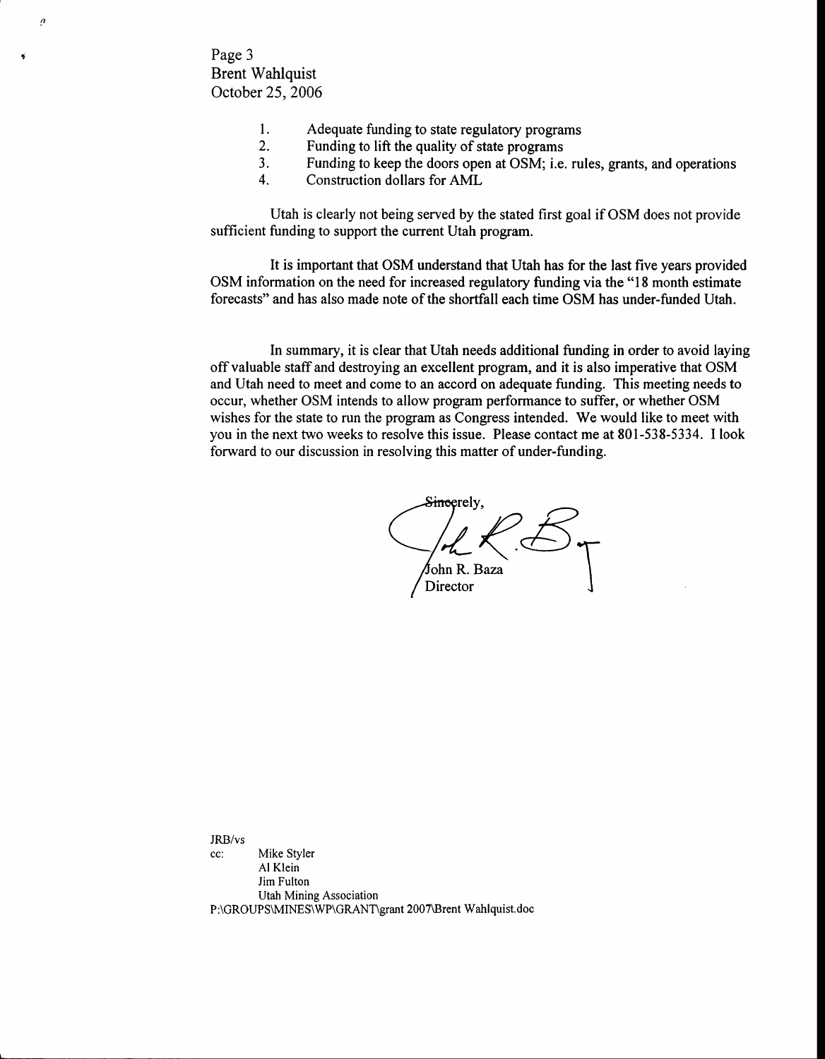1. Adequate funding to state regulatory programs
2. Funding to lift the quality of state programs
3. Funding to keep the doors open at OSM; i.e. rules, grants, and operations
4. Construction dollars for AML

Utah is clearly not being served by the stated first goal if OSM does not provide sufficient funding to support the current Utah program.

It is important that OSM understand that Utah has for the last five years provided OSM information on the need for increased regulatory funding via the "18 month estimate forecasts" and has also made note of the shortfall each time OSM has under-funded Utah.

In summary, it is clear that Utah needs additional funding in order to avoid laying off valuable staff and destroying an excellent program, and it is also imperative that OSM and Utah need to meet and come to an accord on adequate funding. This meeting needs to occur, whether OSM intends to allow program performance to suffer, or whether OSM wishes for the state to run the program as Congress intended. We would like to meet with you in the next two weeks to resolve this issue. Please contact me at 801-538-5334. I look forward to our discussion in resolving this matter of under-funding.

Sincerely,

John R. Baza
Director

JRB/vs
cc: Mike Styler
Al Klein
Jim Fulton
Utah Mining Association
P:\GROUPS\MINES\WP\GRANT\grant 2007\Brent Wahlquist.doc